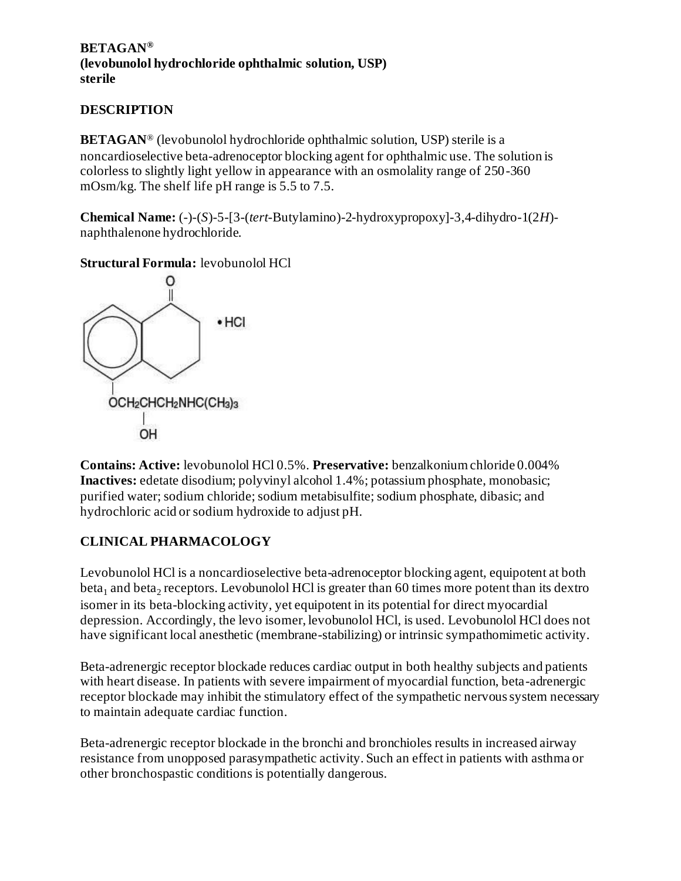**BETAGAN®**
**(levobunolol hydrochloride ophthalmic solution, USP)**
**sterile**

## DESCRIPTION

**BETAGAN®** (levobunolol hydrochloride ophthalmic solution, USP) sterile is a noncardioselective beta-adrenoceptor blocking agent for ophthalmic use. The solution is colorless to slightly light yellow in appearance with an osmolality range of 250-360 mOsm/kg. The shelf life pH range is 5.5 to 7.5.

**Chemical Name:** (-)-(*S*)-5-[3-(*tert*-Butylamino)-2-hydroxypropoxy]-3,4-dihydro-1(2*H*)-naphthalenone hydrochloride.

**Structural Formula:** levobunolol HCl

$OCH_2CHCH_2NHC(CH_3)_3$ (with OH on the central CH) • HCl

**Contains: Active:** levobunolol HCl 0.5%. **Preservative:** benzalkonium chloride 0.004%
**Inactives:** edetate disodium; polyvinyl alcohol 1.4%; potassium phosphate, monobasic; purified water; sodium chloride; sodium metabisulfite; sodium phosphate, dibasic; and hydrochloric acid or sodium hydroxide to adjust pH.

## CLINICAL PHARMACOLOGY

Levobunolol HCl is a noncardioselective beta-adrenoceptor blocking agent, equipotent at both $beta_1$ and $beta_2$ receptors. Levobunolol HCl is greater than 60 times more potent than its dextro isomer in its beta-blocking activity, yet equipotent in its potential for direct myocardial depression. Accordingly, the levo isomer, levobunolol HCl, is used. Levobunolol HCl does not have significant local anesthetic (membrane-stabilizing) or intrinsic sympathomimetic activity.

Beta-adrenergic receptor blockade reduces cardiac output in both healthy subjects and patients with heart disease. In patients with severe impairment of myocardial function, beta-adrenergic receptor blockade may inhibit the stimulatory effect of the sympathetic nervous system necessary to maintain adequate cardiac function.

Beta-adrenergic receptor blockade in the bronchi and bronchioles results in increased airway resistance from unopposed parasympathetic activity. Such an effect in patients with asthma or other bronchospastic conditions is potentially dangerous.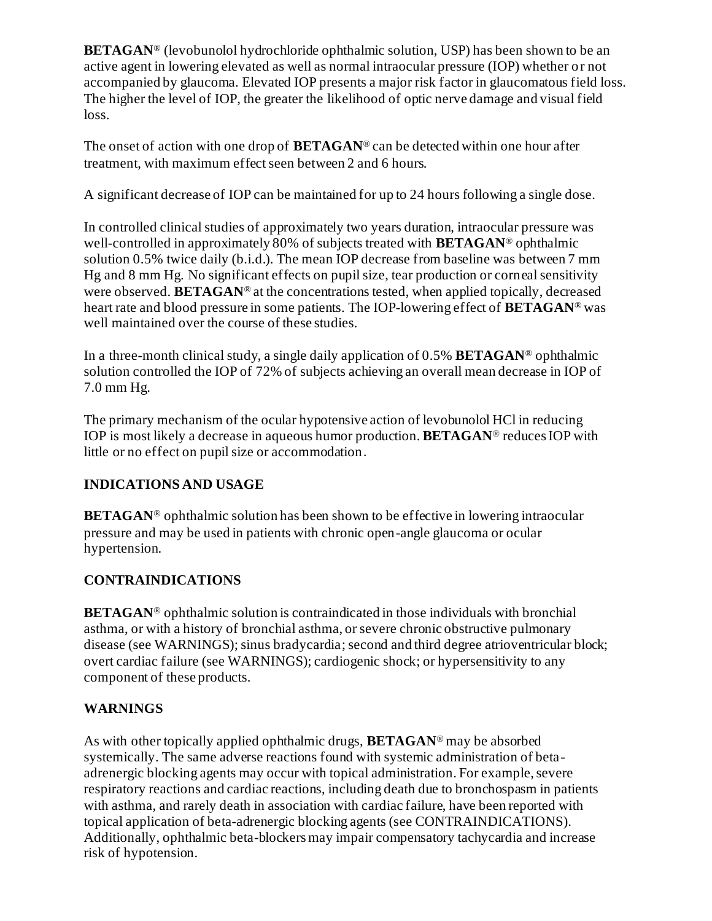**BETAGAN**® (levobunolol hydrochloride ophthalmic solution, USP) has been shown to be an active agent in lowering elevated as well as normal intraocular pressure (IOP) whether or not accompanied by glaucoma. Elevated IOP presents a major risk factor in glaucomatous field loss. The higher the level of IOP, the greater the likelihood of optic nerve damage and visual field loss.

The onset of action with one drop of **BETAGAN**® can be detected within one hour after treatment, with maximum effect seen between 2 and 6 hours.

A significant decrease of IOP can be maintained for up to 24 hours following a single dose.

In controlled clinical studies of approximately two years duration, intraocular pressure was well-controlled in approximately 80% of subjects treated with **BETAGAN**® ophthalmic solution 0.5% twice daily (b.i.d.). The mean IOP decrease from baseline was between 7 mm Hg and 8 mm Hg. No significant effects on pupil size, tear production or corneal sensitivity were observed. **BETAGAN**® at the concentrations tested, when applied topically, decreased heart rate and blood pressure in some patients. The IOP-lowering effect of **BETAGAN**® was well maintained over the course of these studies.

In a three-month clinical study, a single daily application of 0.5% **BETAGAN**® ophthalmic solution controlled the IOP of 72% of subjects achieving an overall mean decrease in IOP of 7.0 mm Hg.

The primary mechanism of the ocular hypotensive action of levobunolol HCl in reducing IOP is most likely a decrease in aqueous humor production. **BETAGAN**® reduces IOP with little or no effect on pupil size or accommodation.

## INDICATIONS AND USAGE

**BETAGAN**® ophthalmic solution has been shown to be effective in lowering intraocular pressure and may be used in patients with chronic open-angle glaucoma or ocular hypertension.

## CONTRAINDICATIONS

**BETAGAN**® ophthalmic solution is contraindicated in those individuals with bronchial asthma, or with a history of bronchial asthma, or severe chronic obstructive pulmonary disease (see WARNINGS); sinus bradycardia; second and third degree atrioventricular block; overt cardiac failure (see WARNINGS); cardiogenic shock; or hypersensitivity to any component of these products.

## WARNINGS

As with other topically applied ophthalmic drugs, **BETAGAN**® may be absorbed systemically. The same adverse reactions found with systemic administration of beta-adrenergic blocking agents may occur with topical administration. For example, severe respiratory reactions and cardiac reactions, including death due to bronchospasm in patients with asthma, and rarely death in association with cardiac failure, have been reported with topical application of beta-adrenergic blocking agents (see CONTRAINDICATIONS). Additionally, ophthalmic beta-blockers may impair compensatory tachycardia and increase risk of hypotension.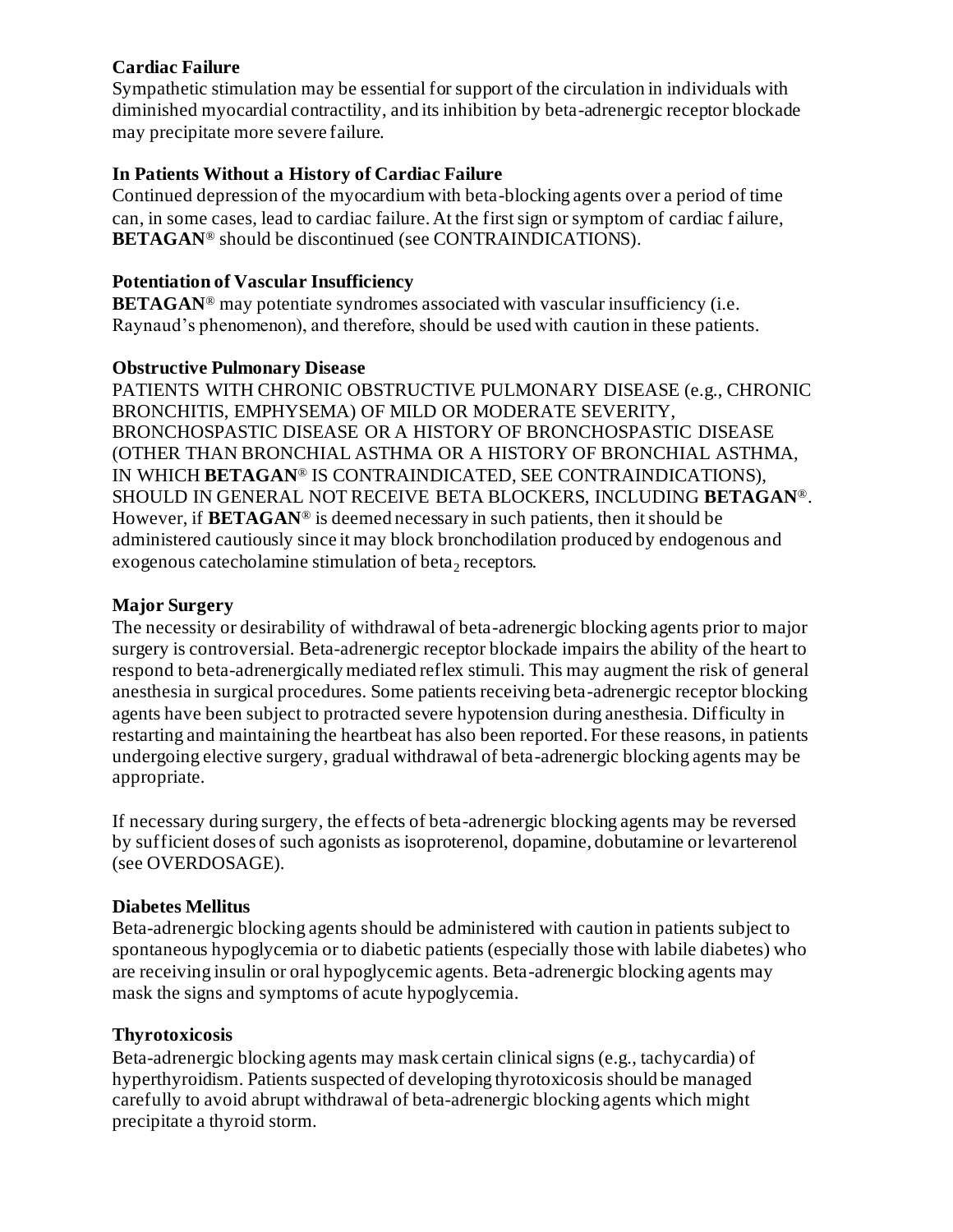**Cardiac Failure**

Sympathetic stimulation may be essential for support of the circulation in individuals with diminished myocardial contractility, and its inhibition by beta-adrenergic receptor blockade may precipitate more severe failure.

**In Patients Without a History of Cardiac Failure**

Continued depression of the myocardium with beta-blocking agents over a period of time can, in some cases, lead to cardiac failure. At the first sign or symptom of cardiac failure, **BETAGAN**® should be discontinued (see CONTRAINDICATIONS).

**Potentiation of Vascular Insufficiency**

**BETAGAN**® may potentiate syndromes associated with vascular insufficiency (i.e. Raynaud's phenomenon), and therefore, should be used with caution in these patients.

**Obstructive Pulmonary Disease**

PATIENTS WITH CHRONIC OBSTRUCTIVE PULMONARY DISEASE (e.g., CHRONIC BRONCHITIS, EMPHYSEMA) OF MILD OR MODERATE SEVERITY, BRONCHOSPASTIC DISEASE OR A HISTORY OF BRONCHOSPASTIC DISEASE (OTHER THAN BRONCHIAL ASTHMA OR A HISTORY OF BRONCHIAL ASTHMA, IN WHICH **BETAGAN**® IS CONTRAINDICATED, SEE CONTRAINDICATIONS), SHOULD IN GENERAL NOT RECEIVE BETA BLOCKERS, INCLUDING **BETAGAN**®. However, if **BETAGAN**® is deemed necessary in such patients, then it should be administered cautiously since it may block bronchodilation produced by endogenous and exogenous catecholamine stimulation of $beta_2$ receptors.

**Major Surgery**

The necessity or desirability of withdrawal of beta-adrenergic blocking agents prior to major surgery is controversial. Beta-adrenergic receptor blockade impairs the ability of the heart to respond to beta-adrenergically mediated reflex stimuli. This may augment the risk of general anesthesia in surgical procedures. Some patients receiving beta-adrenergic receptor blocking agents have been subject to protracted severe hypotension during anesthesia. Difficulty in restarting and maintaining the heartbeat has also been reported. For these reasons, in patients undergoing elective surgery, gradual withdrawal of beta-adrenergic blocking agents may be appropriate.

If necessary during surgery, the effects of beta-adrenergic blocking agents may be reversed by sufficient doses of such agonists as isoproterenol, dopamine, dobutamine or levarterenol (see OVERDOSAGE).

**Diabetes Mellitus**

Beta-adrenergic blocking agents should be administered with caution in patients subject to spontaneous hypoglycemia or to diabetic patients (especially those with labile diabetes) who are receiving insulin or oral hypoglycemic agents. Beta-adrenergic blocking agents may mask the signs and symptoms of acute hypoglycemia.

**Thyrotoxicosis**

Beta-adrenergic blocking agents may mask certain clinical signs (e.g., tachycardia) of hyperthyroidism. Patients suspected of developing thyrotoxicosis should be managed carefully to avoid abrupt withdrawal of beta-adrenergic blocking agents which might precipitate a thyroid storm.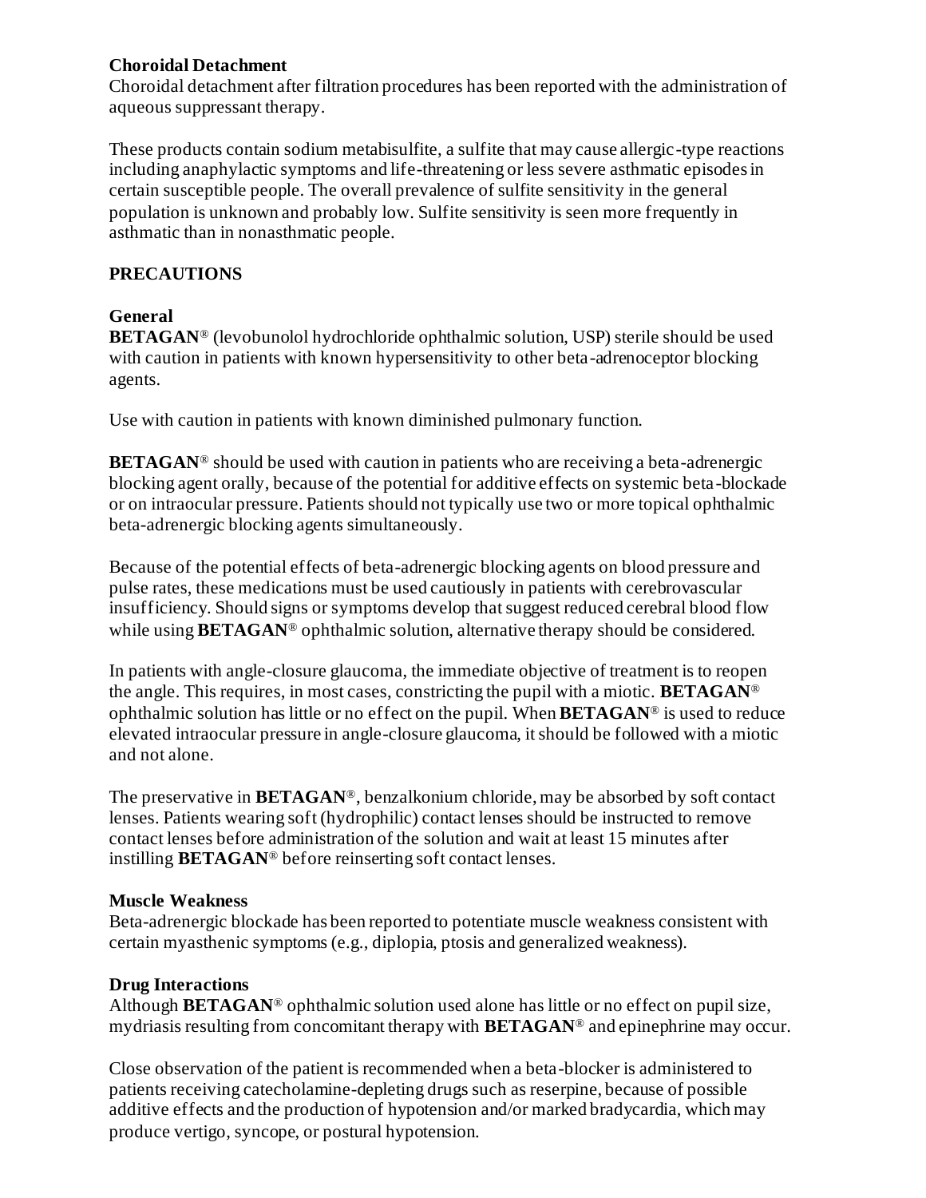**Choroidal Detachment**
Choroidal detachment after filtration procedures has been reported with the administration of aqueous suppressant therapy.

These products contain sodium metabisulfite, a sulfite that may cause allergic-type reactions including anaphylactic symptoms and life-threatening or less severe asthmatic episodes in certain susceptible people. The overall prevalence of sulfite sensitivity in the general population is unknown and probably low. Sulfite sensitivity is seen more frequently in asthmatic than in nonasthmatic people.

## PRECAUTIONS

**General**
**BETAGAN**® (levobunolol hydrochloride ophthalmic solution, USP) sterile should be used with caution in patients with known hypersensitivity to other beta-adrenoceptor blocking agents.

Use with caution in patients with known diminished pulmonary function.

**BETAGAN**® should be used with caution in patients who are receiving a beta-adrenergic blocking agent orally, because of the potential for additive effects on systemic beta-blockade or on intraocular pressure. Patients should not typically use two or more topical ophthalmic beta-adrenergic blocking agents simultaneously.

Because of the potential effects of beta-adrenergic blocking agents on blood pressure and pulse rates, these medications must be used cautiously in patients with cerebrovascular insufficiency. Should signs or symptoms develop that suggest reduced cerebral blood flow while using **BETAGAN**® ophthalmic solution, alternative therapy should be considered.

In patients with angle-closure glaucoma, the immediate objective of treatment is to reopen the angle. This requires, in most cases, constricting the pupil with a miotic. **BETAGAN**® ophthalmic solution has little or no effect on the pupil. When **BETAGAN**® is used to reduce elevated intraocular pressure in angle-closure glaucoma, it should be followed with a miotic and not alone.

The preservative in **BETAGAN**®, benzalkonium chloride, may be absorbed by soft contact lenses. Patients wearing soft (hydrophilic) contact lenses should be instructed to remove contact lenses before administration of the solution and wait at least 15 minutes after instilling **BETAGAN**® before reinserting soft contact lenses.

**Muscle Weakness**
Beta-adrenergic blockade has been reported to potentiate muscle weakness consistent with certain myasthenic symptoms (e.g., diplopia, ptosis and generalized weakness).

**Drug Interactions**
Although **BETAGAN**® ophthalmic solution used alone has little or no effect on pupil size, mydriasis resulting from concomitant therapy with **BETAGAN**® and epinephrine may occur.

Close observation of the patient is recommended when a beta-blocker is administered to patients receiving catecholamine-depleting drugs such as reserpine, because of possible additive effects and the production of hypotension and/or marked bradycardia, which may produce vertigo, syncope, or postural hypotension.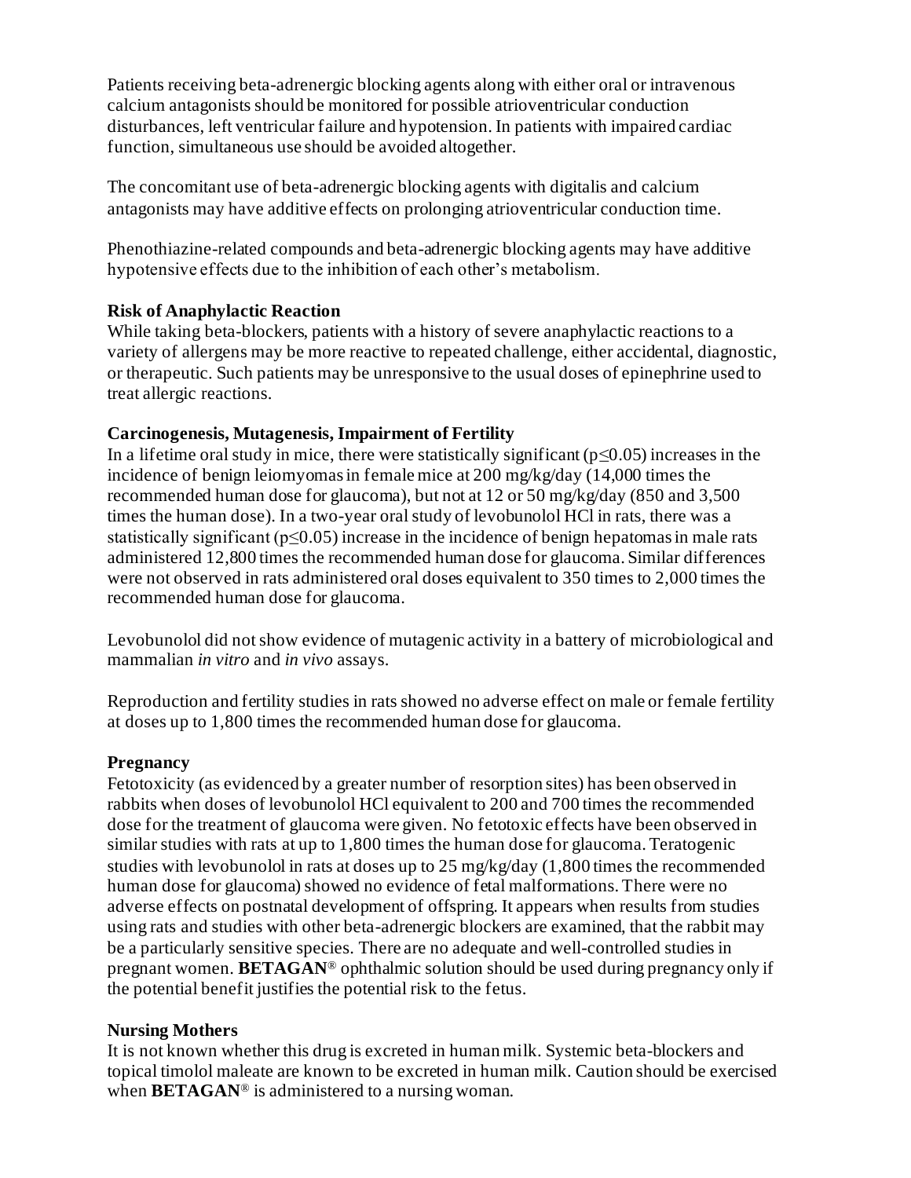Patients receiving beta-adrenergic blocking agents along with either oral or intravenous calcium antagonists should be monitored for possible atrioventricular conduction disturbances, left ventricular failure and hypotension. In patients with impaired cardiac function, simultaneous use should be avoided altogether.

The concomitant use of beta-adrenergic blocking agents with digitalis and calcium antagonists may have additive effects on prolonging atrioventricular conduction time.

Phenothiazine-related compounds and beta-adrenergic blocking agents may have additive hypotensive effects due to the inhibition of each other's metabolism.

**Risk of Anaphylactic Reaction**

While taking beta-blockers, patients with a history of severe anaphylactic reactions to a variety of allergens may be more reactive to repeated challenge, either accidental, diagnostic, or therapeutic. Such patients may be unresponsive to the usual doses of epinephrine used to treat allergic reactions.

**Carcinogenesis, Mutagenesis, Impairment of Fertility**

In a lifetime oral study in mice, there were statistically significant ($p \leq 0.05$) increases in the incidence of benign leiomyomas in female mice at 200 mg/kg/day (14,000 times the recommended human dose for glaucoma), but not at 12 or 50 mg/kg/day (850 and 3,500 times the human dose). In a two-year oral study of levobunolol HCl in rats, there was a statistically significant ($p \leq 0.05$) increase in the incidence of benign hepatomas in male rats administered 12,800 times the recommended human dose for glaucoma. Similar differences were not observed in rats administered oral doses equivalent to 350 times to 2,000 times the recommended human dose for glaucoma.

Levobunolol did not show evidence of mutagenic activity in a battery of microbiological and mammalian *in vitro* and *in vivo* assays.

Reproduction and fertility studies in rats showed no adverse effect on male or female fertility at doses up to 1,800 times the recommended human dose for glaucoma.

**Pregnancy**

Fetotoxicity (as evidenced by a greater number of resorption sites) has been observed in rabbits when doses of levobunolol HCl equivalent to 200 and 700 times the recommended dose for the treatment of glaucoma were given. No fetotoxic effects have been observed in similar studies with rats at up to 1,800 times the human dose for glaucoma. Teratogenic studies with levobunolol in rats at doses up to 25 mg/kg/day (1,800 times the recommended human dose for glaucoma) showed no evidence of fetal malformations. There were no adverse effects on postnatal development of offspring. It appears when results from studies using rats and studies with other beta-adrenergic blockers are examined, that the rabbit may be a particularly sensitive species. There are no adequate and well-controlled studies in pregnant women. **BETAGAN**® ophthalmic solution should be used during pregnancy only if the potential benefit justifies the potential risk to the fetus.

**Nursing Mothers**

It is not known whether this drug is excreted in human milk. Systemic beta-blockers and topical timolol maleate are known to be excreted in human milk. Caution should be exercised when **BETAGAN**® is administered to a nursing woman.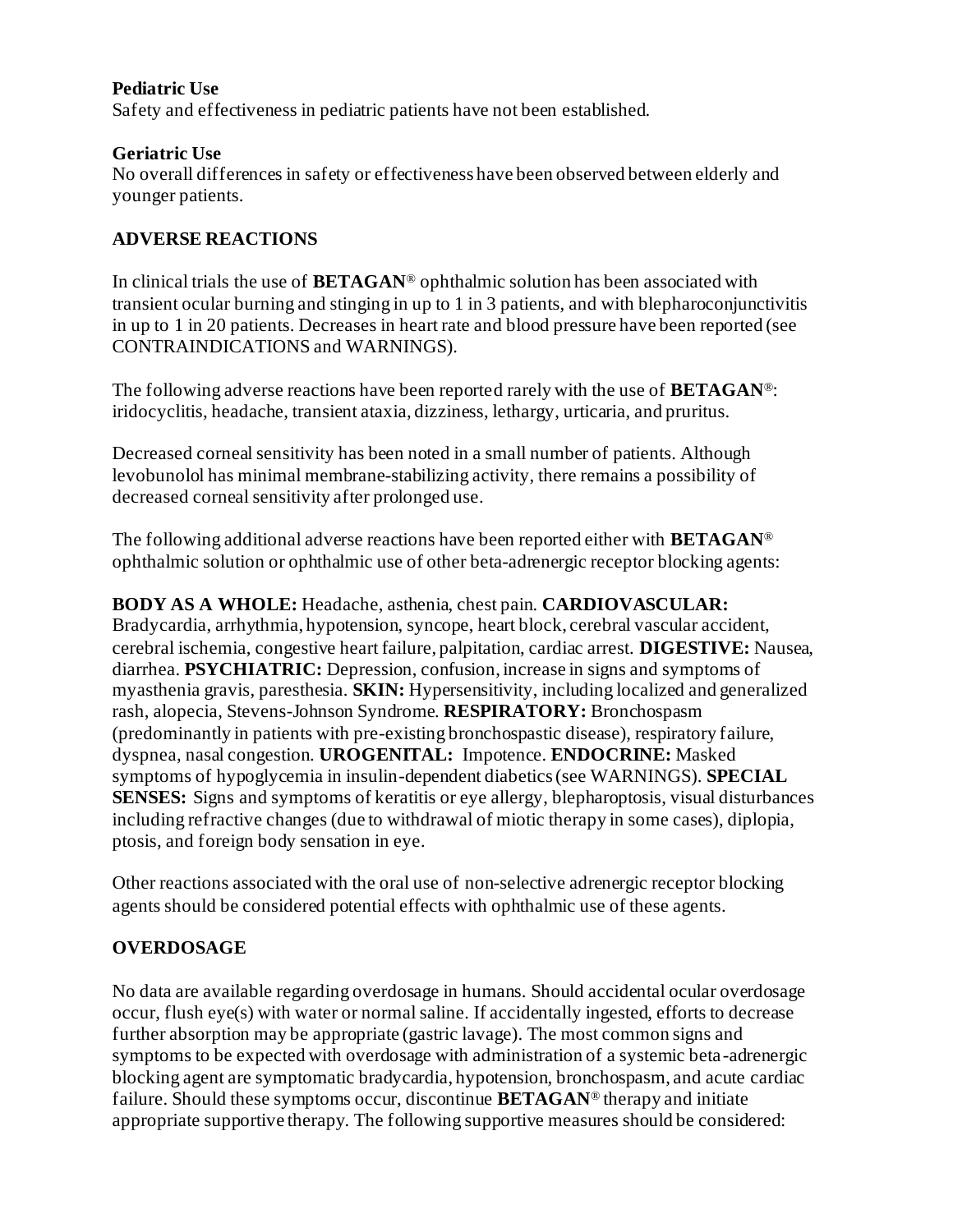**Pediatric Use**

Safety and effectiveness in pediatric patients have not been established.

**Geriatric Use**

No overall differences in safety or effectiveness have been observed between elderly and younger patients.

## ADVERSE REACTIONS

In clinical trials the use of **BETAGAN®** ophthalmic solution has been associated with transient ocular burning and stinging in up to 1 in 3 patients, and with blepharoconjunctivitis in up to 1 in 20 patients. Decreases in heart rate and blood pressure have been reported (see CONTRAINDICATIONS and WARNINGS).

The following adverse reactions have been reported rarely with the use of **BETAGAN®**: iridocyclitis, headache, transient ataxia, dizziness, lethargy, urticaria, and pruritus.

Decreased corneal sensitivity has been noted in a small number of patients. Although levobunolol has minimal membrane-stabilizing activity, there remains a possibility of decreased corneal sensitivity after prolonged use.

The following additional adverse reactions have been reported either with **BETAGAN®** ophthalmic solution or ophthalmic use of other beta-adrenergic receptor blocking agents:

**BODY AS A WHOLE:** Headache, asthenia, chest pain. **CARDIOVASCULAR:** Bradycardia, arrhythmia, hypotension, syncope, heart block, cerebral vascular accident, cerebral ischemia, congestive heart failure, palpitation, cardiac arrest. **DIGESTIVE:** Nausea, diarrhea. **PSYCHIATRIC:** Depression, confusion, increase in signs and symptoms of myasthenia gravis, paresthesia. **SKIN:** Hypersensitivity, including localized and generalized rash, alopecia, Stevens-Johnson Syndrome. **RESPIRATORY:** Bronchospasm (predominantly in patients with pre-existing bronchospastic disease), respiratory failure, dyspnea, nasal congestion. **UROGENITAL:** Impotence. **ENDOCRINE:** Masked symptoms of hypoglycemia in insulin-dependent diabetics (see WARNINGS). **SPECIAL SENSES:** Signs and symptoms of keratitis or eye allergy, blepharoptosis, visual disturbances including refractive changes (due to withdrawal of miotic therapy in some cases), diplopia, ptosis, and foreign body sensation in eye.

Other reactions associated with the oral use of non-selective adrenergic receptor blocking agents should be considered potential effects with ophthalmic use of these agents.

## OVERDOSAGE

No data are available regarding overdosage in humans. Should accidental ocular overdosage occur, flush eye(s) with water or normal saline. If accidentally ingested, efforts to decrease further absorption may be appropriate (gastric lavage). The most common signs and symptoms to be expected with overdosage with administration of a systemic beta-adrenergic blocking agent are symptomatic bradycardia, hypotension, bronchospasm, and acute cardiac failure. Should these symptoms occur, discontinue **BETAGAN®** therapy and initiate appropriate supportive therapy. The following supportive measures should be considered: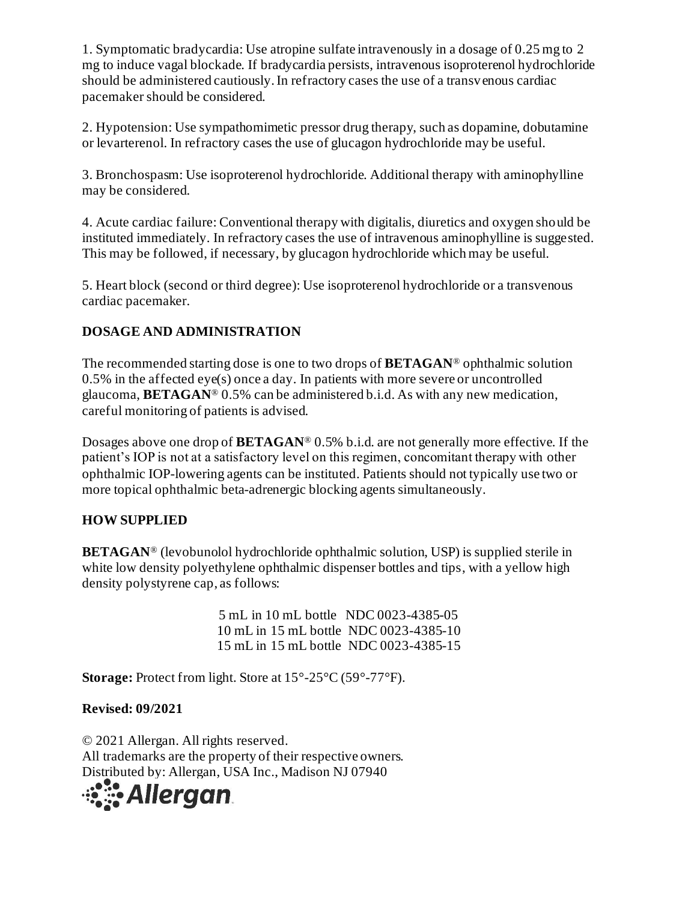1. Symptomatic bradycardia: Use atropine sulfate intravenously in a dosage of 0.25 mg to 2 mg to induce vagal blockade. If bradycardia persists, intravenous isoproterenol hydrochloride should be administered cautiously. In refractory cases the use of a transvenous cardiac pacemaker should be considered.

2. Hypotension: Use sympathomimetic pressor drug therapy, such as dopamine, dobutamine or levarterenol. In refractory cases the use of glucagon hydrochloride may be useful.

3. Bronchospasm: Use isoproterenol hydrochloride. Additional therapy with aminophylline may be considered.

4. Acute cardiac failure: Conventional therapy with digitalis, diuretics and oxygen should be instituted immediately. In refractory cases the use of intravenous aminophylline is suggested. This may be followed, if necessary, by glucagon hydrochloride which may be useful.

5. Heart block (second or third degree): Use isoproterenol hydrochloride or a transvenous cardiac pacemaker.

## DOSAGE AND ADMINISTRATION

The recommended starting dose is one to two drops of **BETAGAN**® ophthalmic solution 0.5% in the affected eye(s) once a day. In patients with more severe or uncontrolled glaucoma, **BETAGAN**® 0.5% can be administered b.i.d. As with any new medication, careful monitoring of patients is advised.

Dosages above one drop of **BETAGAN**® 0.5% b.i.d. are not generally more effective. If the patient's IOP is not at a satisfactory level on this regimen, concomitant therapy with other ophthalmic IOP-lowering agents can be instituted. Patients should not typically use two or more topical ophthalmic beta-adrenergic blocking agents simultaneously.

## HOW SUPPLIED

**BETAGAN**® (levobunolol hydrochloride ophthalmic solution, USP) is supplied sterile in white low density polyethylene ophthalmic dispenser bottles and tips, with a yellow high density polystyrene cap, as follows:

5 mL in 10 mL bottle NDC 0023-4385-05
10 mL in 15 mL bottle NDC 0023-4385-10
15 mL in 15 mL bottle NDC 0023-4385-15

**Storage:** Protect from light. Store at 15°-25°C (59°-77°F).

**Revised: 09/2021**

© 2021 Allergan. All rights reserved.
All trademarks are the property of their respective owners.
Distributed by: Allergan, USA Inc., Madison NJ 07940

Allergan